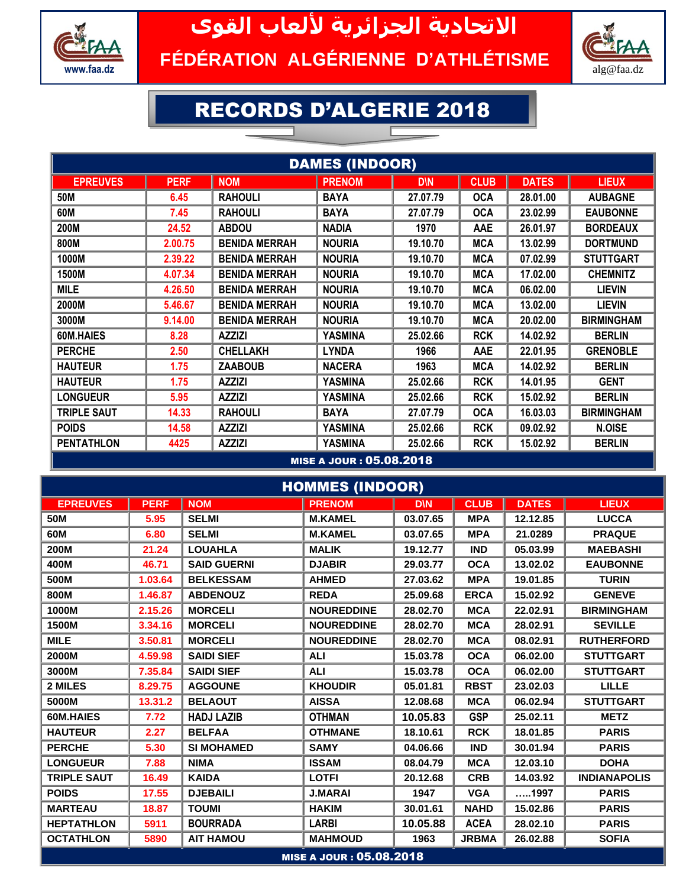# الاتحادية الجزائرية لألعاب القوى

## FÉDÉRATION ALGÉRIENNE D'ATHLÉTISME

www.faa.dz

alg@faa.dz

# RECORDS D'ALGERIE 2018

## DAMES (INDOOR)

| EPREUVES | PERF | NOM | PRENOM | D\N | CLUB | DATES | LIEUX |
|---|---|---|---|---|---|---|---|
| 50M | 6.45 | RAHOULI | BAYA | 27.07.79 | OCA | 28.01.00 | AUBAGNE |
| 60M | 7.45 | RAHOULI | BAYA | 27.07.79 | OCA | 23.02.99 | EAUBONNE |
| 200M | 24.52 | ABDOU | NADIA | 1970 | AAE | 26.01.97 | BORDEAUX |
| 800M | 2.00.75 | BENIDA MERRAH | NOURIA | 19.10.70 | MCA | 13.02.99 | DORTMUND |
| 1000M | 2.39.22 | BENIDA MERRAH | NOURIA | 19.10.70 | MCA | 07.02.99 | STUTTGART |
| 1500M | 4.07.34 | BENIDA MERRAH | NOURIA | 19.10.70 | MCA | 17.02.00 | CHEMNITZ |
| MILE | 4.26.50 | BENIDA MERRAH | NOURIA | 19.10.70 | MCA | 06.02.00 | LIEVIN |
| 2000M | 5.46.67 | BENIDA MERRAH | NOURIA | 19.10.70 | MCA | 13.02.00 | LIEVIN |
| 3000M | 9.14.00 | BENIDA MERRAH | NOURIA | 19.10.70 | MCA | 20.02.00 | BIRMINGHAM |
| 60M.HAIES | 8.28 | AZZIZI | YASMINA | 25.02.66 | RCK | 14.02.92 | BERLIN |
| PERCHE | 2.50 | CHELLAKH | LYNDA | 1966 | AAE | 22.01.95 | GRENOBLE |
| HAUTEUR | 1.75 | ZAABOUB | NACERA | 1963 | MCA | 14.02.92 | BERLIN |
| HAUTEUR | 1.75 | AZZIZI | YASMINA | 25.02.66 | RCK | 14.01.95 | GENT |
| LONGUEUR | 5.95 | AZZIZI | YASMINA | 25.02.66 | RCK | 15.02.92 | BERLIN |
| TRIPLE SAUT | 14.33 | RAHOULI | BAYA | 27.07.79 | OCA | 16.03.03 | BIRMINGHAM |
| POIDS | 14.58 | AZZIZI | YASMINA | 25.02.66 | RCK | 09.02.92 | N.OISE |
| PENTATHLON | 4425 | AZZIZI | YASMINA | 25.02.66 | RCK | 15.02.92 | BERLIN |

MISE A JOUR : 05.08.2018

## HOMMES (INDOOR)

| EPREUVES | PERF | NOM | PRENOM | D\N | CLUB | DATES | LIEUX |
|---|---|---|---|---|---|---|---|
| 50M | 5.95 | SELMI | M.KAMEL | 03.07.65 | MPA | 12.12.85 | LUCCA |
| 60M | 6.80 | SELMI | M.KAMEL | 03.07.65 | MPA | 21.0289 | PRAQUE |
| 200M | 21.24 | LOUAHLA | MALIK | 19.12.77 | IND | 05.03.99 | MAEBASHI |
| 400M | 46.71 | SAID GUERNI | DJABIR | 29.03.77 | OCA | 13.02.02 | EAUBONNE |
| 500M | 1.03.64 | BELKESSAM | AHMED | 27.03.62 | MPA | 19.01.85 | TURIN |
| 800M | 1.46.87 | ABDENOUZ | REDA | 25.09.68 | ERCA | 15.02.92 | GENEVE |
| 1000M | 2.15.26 | MORCELI | NOUREDDINE | 28.02.70 | MCA | 22.02.91 | BIRMINGHAM |
| 1500M | 3.34.16 | MORCELI | NOUREDDINE | 28.02.70 | MCA | 28.02.91 | SEVILLE |
| MILE | 3.50.81 | MORCELI | NOUREDDINE | 28.02.70 | MCA | 08.02.91 | RUTHERFORD |
| 2000M | 4.59.98 | SAIDI SIEF | ALI | 15.03.78 | OCA | 06.02.00 | STUTTGART |
| 3000M | 7.35.84 | SAIDI SIEF | ALI | 15.03.78 | OCA | 06.02.00 | STUTTGART |
| 2 MILES | 8.29.75 | AGGOUNE | KHOUDIR | 05.01.81 | RBST | 23.02.03 | LILLE |
| 5000M | 13.31.2 | BELAOUT | AISSA | 12.08.68 | MCA | 06.02.94 | STUTTGART |
| 60M.HAIES | 7.72 | HADJ LAZIB | OTHMAN | 10.05.83 | GSP | 25.02.11 | METZ |
| HAUTEUR | 2.27 | BELFAA | OTHMANE | 18.10.61 | RCK | 18.01.85 | PARIS |
| PERCHE | 5.30 | SI MOHAMED | SAMY | 04.06.66 | IND | 30.01.94 | PARIS |
| LONGUEUR | 7.88 | NIMA | ISSAM | 08.04.79 | MCA | 12.03.10 | DOHA |
| TRIPLE SAUT | 16.49 | KAIDA | LOTFI | 20.12.68 | CRB | 14.03.92 | INDIANAPOLIS |
| POIDS | 17.55 | DJEBAILI | J.MARAI | 1947 | VGA | …..1997 | PARIS |
| MARTEAU | 18.87 | TOUMI | HAKIM | 30.01.61 | NAHD | 15.02.86 | PARIS |
| HEPTATHLON | 5911 | BOURRADA | LARBI | 10.05.88 | ACEA | 28.02.10 | PARIS |
| OCTATHLON | 5890 | AIT HAMOU | MAHMOUD | 1963 | JRBMA | 26.02.88 | SOFIA |

MISE A JOUR : 05.08.2018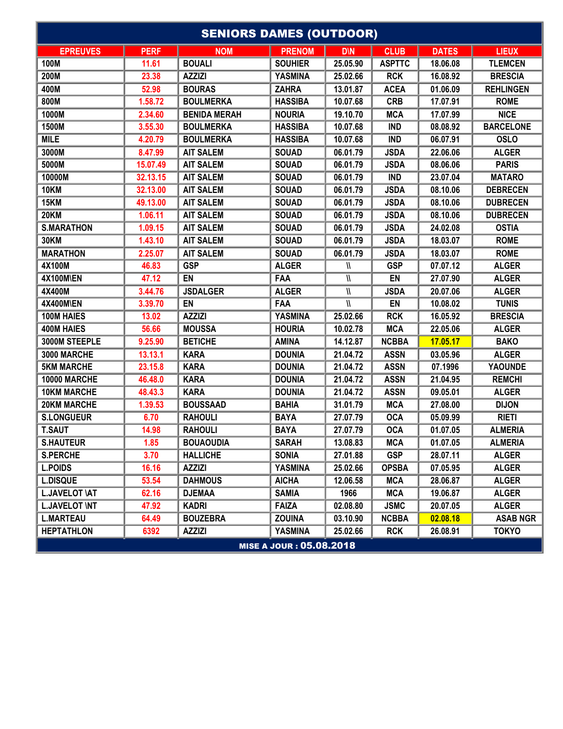## SENIORS DAMES (OUTDOOR)

| EPREUVES | PERF | NOM | PRENOM | D\N | CLUB | DATES | LIEUX |
|---|---|---|---|---|---|---|---|
| 100M | 11.61 | BOUALI | SOUHIER | 25.05.90 | ASPTTC | 18.06.08 | TLEMCEN |
| 200M | 23.38 | AZZIZI | YASMINA | 25.02.66 | RCK | 16.08.92 | BRESCIA |
| 400M | 52.98 | BOURAS | ZAHRA | 13.01.87 | ACEA | 01.06.09 | REHLINGEN |
| 800M | 1.58.72 | BOULMERKA | HASSIBA | 10.07.68 | CRB | 17.07.91 | ROME |
| 1000M | 2.34.60 | BENIDA MERAH | NOURIA | 19.10.70 | MCA | 17.07.99 | NICE |
| 1500M | 3.55.30 | BOULMERKA | HASSIBA | 10.07.68 | IND | 08.08.92 | BARCELONE |
| MILE | 4.20.79 | BOULMERKA | HASSIBA | 10.07.68 | IND | 06.07.91 | OSLO |
| 3000M | 8.47.99 | AIT SALEM | SOUAD | 06.01.79 | JSDA | 22.06.06 | ALGER |
| 5000M | 15.07.49 | AIT SALEM | SOUAD | 06.01.79 | JSDA | 08.06.06 | PARIS |
| 10000M | 32.13.15 | AIT SALEM | SOUAD | 06.01.79 | IND | 23.07.04 | MATARO |
| 10KM | 32.13.00 | AIT SALEM | SOUAD | 06.01.79 | JSDA | 08.10.06 | DEBRECEN |
| 15KM | 49.13.00 | AIT SALEM | SOUAD | 06.01.79 | JSDA | 08.10.06 | DUBRECEN |
| 20KM | 1.06.11 | AIT SALEM | SOUAD | 06.01.79 | JSDA | 08.10.06 | DUBRECEN |
| S.MARATHON | 1.09.15 | AIT SALEM | SOUAD | 06.01.79 | JSDA | 24.02.08 | OSTIA |
| 30KM | 1.43.10 | AIT SALEM | SOUAD | 06.01.79 | JSDA | 18.03.07 | ROME |
| MARATHON | 2.25.07 | AIT SALEM | SOUAD | 06.01.79 | JSDA | 18.03.07 | ROME |
| 4X100M | 46.83 | GSP | ALGER | \\ | GSP | 07.07.12 | ALGER |
| 4X100M\EN | 47.12 | EN | FAA | \\ | EN | 27.07.90 | ALGER |
| 4X400M | 3.44.76 | JSDALGER | ALGER | \\ | JSDA | 20.07.06 | ALGER |
| 4X400M\EN | 3.39.70 | EN | FAA | \\ | EN | 10.08.02 | TUNIS |
| 100M HAIES | 13.02 | AZZIZI | YASMINA | 25.02.66 | RCK | 16.05.92 | BRESCIA |
| 400M HAIES | 56.66 | MOUSSA | HOURIA | 10.02.78 | MCA | 22.05.06 | ALGER |
| 3000M STEEPLE | 9.25.90 | BETICHE | AMINA | 14.12.87 | NCBBA | 17.05.17 | BAKO |
| 3000 MARCHE | 13.13.1 | KARA | DOUNIA | 21.04.72 | ASSN | 03.05.96 | ALGER |
| 5KM MARCHE | 23.15.8 | KARA | DOUNIA | 21.04.72 | ASSN | 07.1996 | YAOUNDE |
| 10000 MARCHE | 46.48.0 | KARA | DOUNIA | 21.04.72 | ASSN | 21.04.95 | REMCHI |
| 10KM MARCHE | 48.43.3 | KARA | DOUNIA | 21.04.72 | ASSN | 09.05.01 | ALGER |
| 20KM MARCHE | 1.39.53 | BOUSSAAD | BAHIA | 31.01.79 | MCA | 27.08.00 | DIJON |
| S.LONGUEUR | 6.70 | RAHOULI | BAYA | 27.07.79 | OCA | 05.09.99 | RIETI |
| T.SAUT | 14.98 | RAHOULI | BAYA | 27.07.79 | OCA | 01.07.05 | ALMERIA |
| S.HAUTEUR | 1.85 | BOUAOUDIA | SARAH | 13.08.83 | MCA | 01.07.05 | ALMERIA |
| S.PERCHE | 3.70 | HALLICHE | SONIA | 27.01.88 | GSP | 28.07.11 | ALGER |
| L.POIDS | 16.16 | AZZIZI | YASMINA | 25.02.66 | OPSBA | 07.05.95 | ALGER |
| L.DISQUE | 53.54 | DAHMOUS | AICHA | 12.06.58 | MCA | 28.06.87 | ALGER |
| L.JAVELOT \AT | 62.16 | DJEMAA | SAMIA | 1966 | MCA | 19.06.87 | ALGER |
| L.JAVELOT \NT | 47.92 | KADRI | FAIZA | 02.08.80 | JSMC | 20.07.05 | ALGER |
| L.MARTEAU | 64.49 | BOUZEBRA | ZOUINA | 03.10.90 | NCBBA | 02.08.18 | ASAB NGR |
| HEPTATHLON | 6392 | AZZIZI | YASMINA | 25.02.66 | RCK | 26.08.91 | TOKYO |

**MISE A JOUR : 05.08.2018**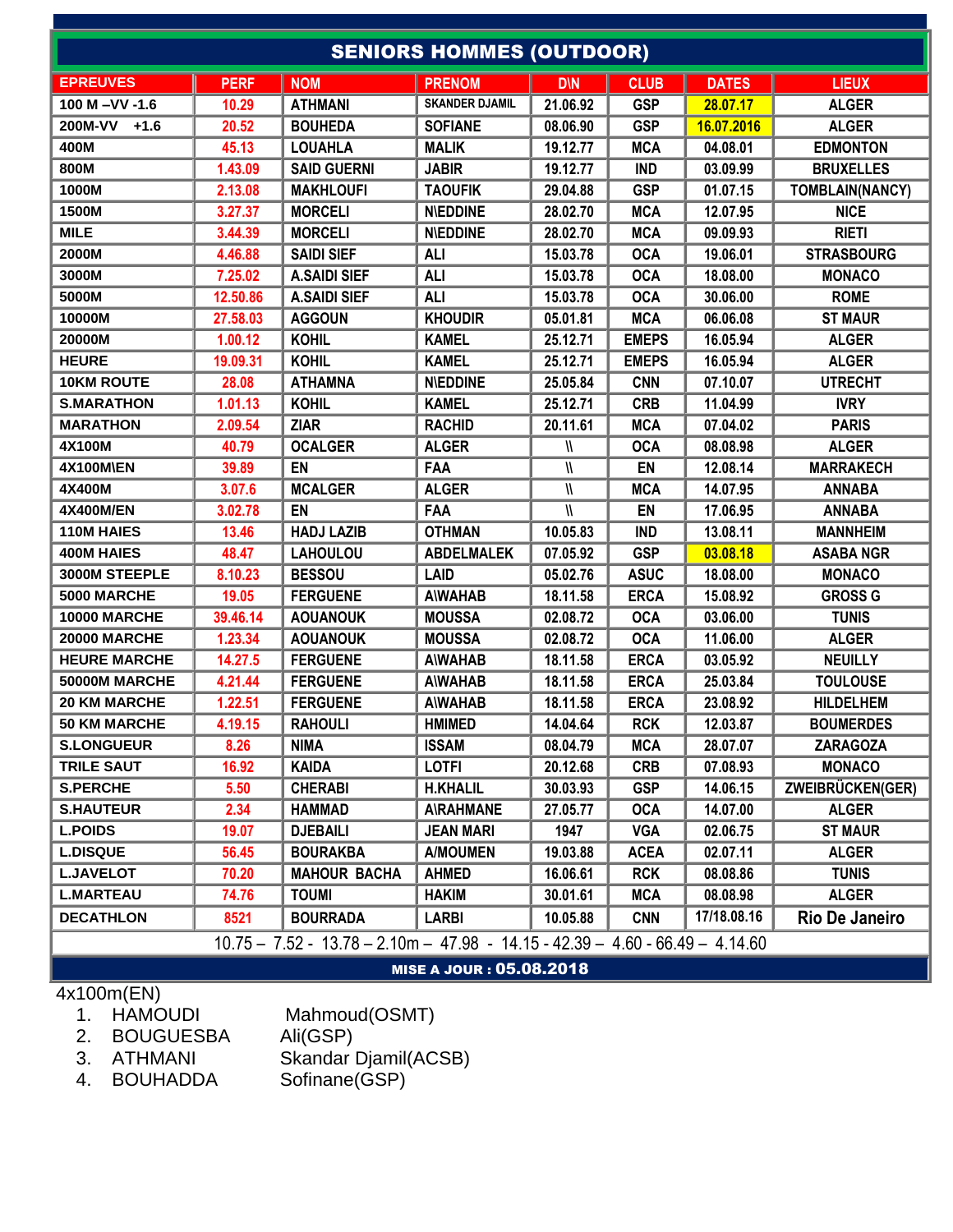## SENIORS HOMMES (OUTDOOR)

| EPREUVES | PERF | NOM | PRENOM | D\N | CLUB | DATES | LIEUX |
|---|---|---|---|---|---|---|---|
| 100 M –VV -1.6 | 10.29 | ATHMANI | SKANDER DJAMIL | 21.06.92 | GSP | 28.07.17 | ALGER |
| 200M-VV +1.6 | 20.52 | BOUHEDA | SOFIANE | 08.06.90 | GSP | 16.07.2016 | ALGER |
| 400M | 45.13 | LOUAHLA | MALIK | 19.12.77 | MCA | 04.08.01 | EDMONTON |
| 800M | 1.43.09 | SAID GUERNI | JABIR | 19.12.77 | IND | 03.09.99 | BRUXELLES |
| 1000M | 2.13.08 | MAKHLOUFI | TAOUFIK | 29.04.88 | GSP | 01.07.15 | TOMBLAIN(NANCY) |
| 1500M | 3.27.37 | MORCELI | N\EDDINE | 28.02.70 | MCA | 12.07.95 | NICE |
| MILE | 3.44.39 | MORCELI | N\EDDINE | 28.02.70 | MCA | 09.09.93 | RIETI |
| 2000M | 4.46.88 | SAIDI SIEF | ALI | 15.03.78 | OCA | 19.06.01 | STRASBOURG |
| 3000M | 7.25.02 | A.SAIDI SIEF | ALI | 15.03.78 | OCA | 18.08.00 | MONACO |
| 5000M | 12.50.86 | A.SAIDI SIEF | ALI | 15.03.78 | OCA | 30.06.00 | ROME |
| 10000M | 27.58.03 | AGGOUN | KHOUDIR | 05.01.81 | MCA | 06.06.08 | ST MAUR |
| 20000M | 1.00.12 | KOHIL | KAMEL | 25.12.71 | EMEPS | 16.05.94 | ALGER |
| HEURE | 19.09.31 | KOHIL | KAMEL | 25.12.71 | EMEPS | 16.05.94 | ALGER |
| 10KM ROUTE | 28.08 | ATHAMNA | N\EDDINE | 25.05.84 | CNN | 07.10.07 | UTRECHT |
| S.MARATHON | 1.01.13 | KOHIL | KAMEL | 25.12.71 | CRB | 11.04.99 | IVRY |
| MARATHON | 2.09.54 | ZIAR | RACHID | 20.11.61 | MCA | 07.04.02 | PARIS |
| 4X100M | 40.79 | OCALGER | ALGER | \\ | OCA | 08.08.98 | ALGER |
| 4X100M\EN | 39.89 | EN | FAA | \\ | EN | 12.08.14 | MARRAKECH |
| 4X400M | 3.07.6 | MCALGER | ALGER | \\ | MCA | 14.07.95 | ANNABA |
| 4X400M/EN | 3.02.78 | EN | FAA | \\ | EN | 17.06.95 | ANNABA |
| 110M HAIES | 13.46 | HADJ LAZIB | OTHMAN | 10.05.83 | IND | 13.08.11 | MANNHEIM |
| 400M HAIES | 48.47 | LAHOULOU | ABDELMALEK | 07.05.92 | GSP | 03.08.18 | ASABA NGR |
| 3000M STEEPLE | 8.10.23 | BESSOU | LAID | 05.02.76 | ASUC | 18.08.00 | MONACO |
| 5000 MARCHE | 19.05 | FERGUENE | A\WAHAB | 18.11.58 | ERCA | 15.08.92 | GROSS G |
| 10000 MARCHE | 39.46.14 | AOUANOUK | MOUSSA | 02.08.72 | OCA | 03.06.00 | TUNIS |
| 20000 MARCHE | 1.23.34 | AOUANOUK | MOUSSA | 02.08.72 | OCA | 11.06.00 | ALGER |
| HEURE MARCHE | 14.27.5 | FERGUENE | A\WAHAB | 18.11.58 | ERCA | 03.05.92 | NEUILLY |
| 50000M MARCHE | 4.21.44 | FERGUENE | A\WAHAB | 18.11.58 | ERCA | 25.03.84 | TOULOUSE |
| 20 KM MARCHE | 1.22.51 | FERGUENE | A\WAHAB | 18.11.58 | ERCA | 23.08.92 | HILDELHEM |
| 50 KM MARCHE | 4.19.15 | RAHOULI | HMIMED | 14.04.64 | RCK | 12.03.87 | BOUMERDES |
| S.LONGUEUR | 8.26 | NIMA | ISSAM | 08.04.79 | MCA | 28.07.07 | ZARAGOZA |
| TRILE SAUT | 16.92 | KAIDA | LOTFI | 20.12.68 | CRB | 07.08.93 | MONACO |
| S.PERCHE | 5.50 | CHERABI | H.KHALIL | 30.03.93 | GSP | 14.06.15 | ZWEIBRÜCKEN(GER) |
| S.HAUTEUR | 2.34 | HAMMAD | A\RAHMANE | 27.05.77 | OCA | 14.07.00 | ALGER |
| L.POIDS | 19.07 | DJEBAILI | JEAN MARI | 1947 | VGA | 02.06.75 | ST MAUR |
| L.DISQUE | 56.45 | BOURAKBA | A/MOUMEN | 19.03.88 | ACEA | 02.07.11 | ALGER |
| L.JAVELOT | 70.20 | MAHOUR BACHA | AHMED | 16.06.61 | RCK | 08.08.86 | TUNIS |
| L.MARTEAU | 74.76 | TOUMI | HAKIM | 30.01.61 | MCA | 08.08.98 | ALGER |
| DECATHLON | 8521 | BOURRADA | LARBI | 10.05.88 | CNN | 17/18.08.16 | Rio De Janeiro |

10.75 – 7.52 - 13.78 – 2.10m – 47.98 - 14.15 - 42.39 – 4.60 - 66.49 – 4.14.60

**MISE A JOUR : 05.08.2018**

4x100m(EN)

1. HAMOUDI Mahmoud(OSMT)
2. BOUGUESBA Ali(GSP)
3. ATHMANI Skandar Djamil(ACSB)
4. BOUHADDA Sofinane(GSP)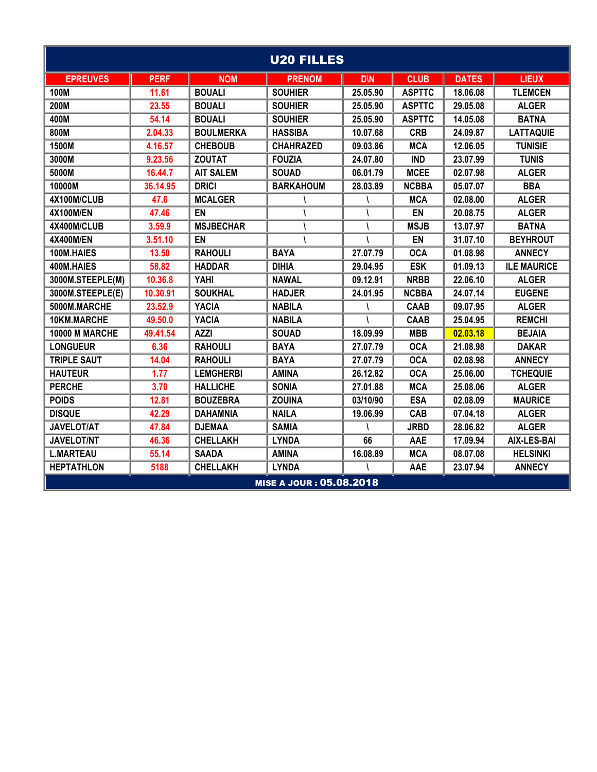## U20 FILLES

| EPREUVES | PERF | NOM | PRENOM | D\N | CLUB | DATES | LIEUX |
|---|---|---|---|---|---|---|---|
| 100M | 11.61 | BOUALI | SOUHIER | 25.05.90 | ASPTTC | 18.06.08 | TLEMCEN |
| 200M | 23.55 | BOUALI | SOUHIER | 25.05.90 | ASPTTC | 29.05.08 | ALGER |
| 400M | 54.14 | BOUALI | SOUHIER | 25.05.90 | ASPTTC | 14.05.08 | BATNA |
| 800M | 2.04.33 | BOULMERKA | HASSIBA | 10.07.68 | CRB | 24.09.87 | LATTAQUIE |
| 1500M | 4.16.57 | CHEBOUB | CHAHRAZED | 09.03.86 | MCA | 12.06.05 | TUNISIE |
| 3000M | 9.23.56 | ZOUTAT | FOUZIA | 24.07.80 | IND | 23.07.99 | TUNIS |
| 5000M | 16.44.7 | AIT SALEM | SOUAD | 06.01.79 | MCEE | 02.07.98 | ALGER |
| 10000M | 36.14.95 | DRICI | BARKAHOUM | 28.03.89 | NCBBA | 05.07.07 | BBA |
| 4X100M/CLUB | 47.6 | MCALGER | \ | \ | MCA | 02.08.00 | ALGER |
| 4X100M/EN | 47.46 | EN | \ | \ | EN | 20.08.75 | ALGER |
| 4X400M/CLUB | 3.59.9 | MSJBECHAR | \ | \ | MSJB | 13.07.97 | BATNA |
| 4X400M/EN | 3.51.10 | EN | \ | \ | EN | 31.07.10 | BEYHROUT |
| 100M.HAIES | 13.50 | RAHOULI | BAYA | 27.07.79 | OCA | 01.08.98 | ANNECY |
| 400M.HAIES | 58.82 | HADDAR | DIHIA | 29.04.95 | ESK | 01.09.13 | ILE MAURICE |
| 3000M.STEEPLE(M) | 10.36.8 | YAHI | NAWAL | 09.12.91 | NRBB | 22.06.10 | ALGER |
| 3000M.STEEPLE(E) | 10.30.91 | SOUKHAL | HADJER | 24.01.95 | NCBBA | 24.07.14 | EUGENE |
| 5000M.MARCHE | 23.52.9 | YACIA | NABILA | \ | CAAB | 09.07.95 | ALGER |
| 10KM.MARCHE | 49.50.0 | YACIA | NABILA | \ | CAAB | 25.04.95 | REMCHI |
| 10000 M MARCHE | 49.41.54 | AZZI | SOUAD | 18.09.99 | MBB | 02.03.18 | BEJAIA |
| LONGUEUR | 6.36 | RAHOULI | BAYA | 27.07.79 | OCA | 21.08.98 | DAKAR |
| TRIPLE SAUT | 14.04 | RAHOULI | BAYA | 27.07.79 | OCA | 02.08.98 | ANNECY |
| HAUTEUR | 1.77 | LEMGHERBI | AMINA | 26.12.82 | OCA | 25.06.00 | TCHEQUIE |
| PERCHE | 3.70 | HALLICHE | SONIA | 27.01.88 | MCA | 25.08.06 | ALGER |
| POIDS | 12.81 | BOUZEBRA | ZOUINA | 03/10/90 | ESA | 02.08.09 | MAURICE |
| DISQUE | 42.29 | DAHAMNIA | NAILA | 19.06.99 | CAB | 07.04.18 | ALGER |
| JAVELOT/AT | 47.84 | DJEMAA | SAMIA | \ | JRBD | 28.06.82 | ALGER |
| JAVELOT/NT | 46.36 | CHELLAKH | LYNDA | 66 | AAE | 17.09.94 | AIX-LES-BAI |
| L.MARTEAU | 55.14 | SAADA | AMINA | 16.08.89 | MCA | 08.07.08 | HELSINKI |
| HEPTATHLON | 5188 | CHELLAKH | LYNDA | \ | AAE | 23.07.94 | ANNECY |

MISE A JOUR : 05.08.2018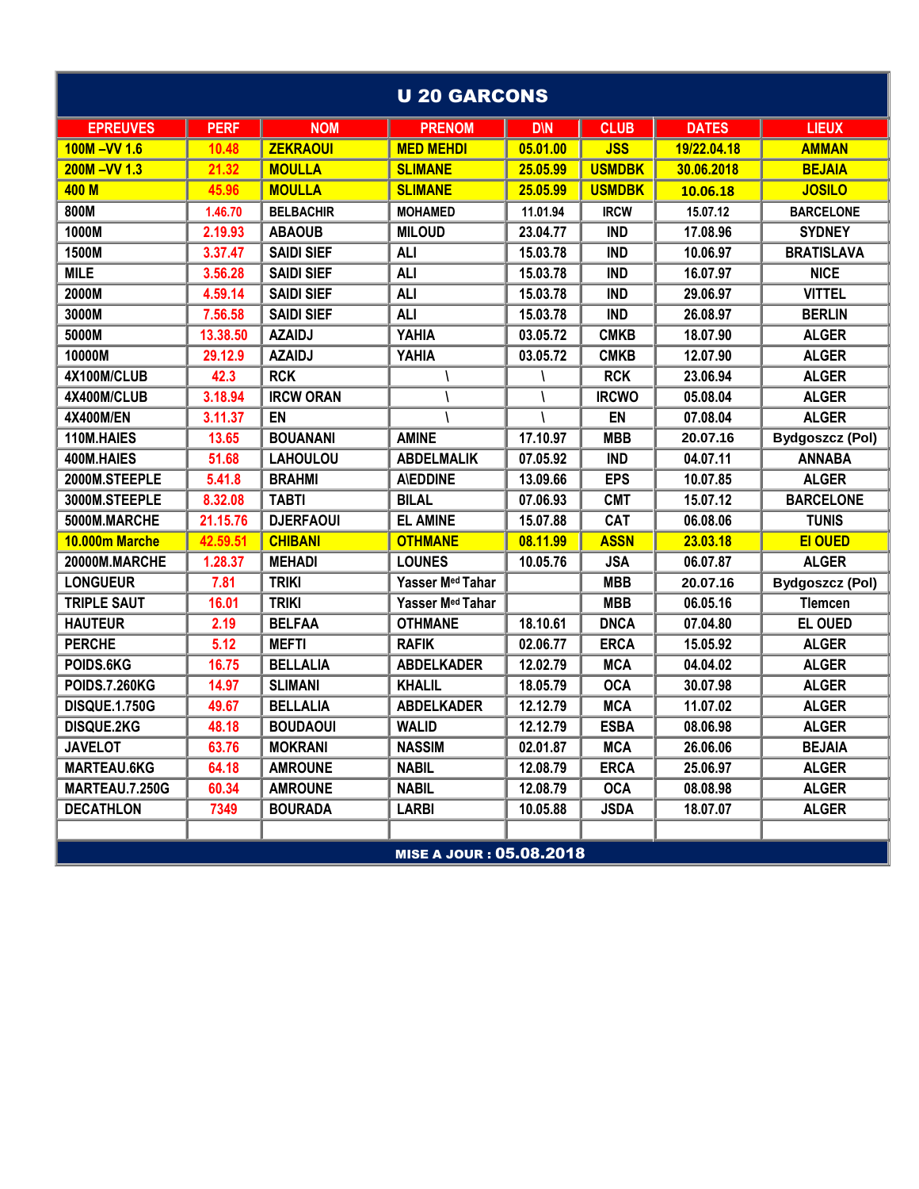| U 20 GARCONS | | | | | | | |
|---|---|---|---|---|---|---|---|
| EPREUVES | PERF | NOM | PRENOM | D\N | CLUB | DATES | LIEUX |
| 100M –VV 1.6 | 10.48 | ZEKRAOUI | MED MEHDI | 05.01.00 | JSS | 19/22.04.18 | AMMAN |
| 200M –VV 1.3 | 21.32 | MOULLA | SLIMANE | 25.05.99 | USMDBK | 30.06.2018 | BEJAIA |
| 400 M | 45.96 | MOULLA | SLIMANE | 25.05.99 | USMDBK | 10.06.18 | JOSILO |
| 800M | 1.46.70 | BELBACHIR | MOHAMED | 11.01.94 | IRCW | 15.07.12 | BARCELONE |
| 1000M | 2.19.93 | ABAOUB | MILOUD | 23.04.77 | IND | 17.08.96 | SYDNEY |
| 1500M | 3.37.47 | SAIDI SIEF | ALI | 15.03.78 | IND | 10.06.97 | BRATISLAVA |
| MILE | 3.56.28 | SAIDI SIEF | ALI | 15.03.78 | IND | 16.07.97 | NICE |
| 2000M | 4.59.14 | SAIDI SIEF | ALI | 15.03.78 | IND | 29.06.97 | VITTEL |
| 3000M | 7.56.58 | SAIDI SIEF | ALI | 15.03.78 | IND | 26.08.97 | BERLIN |
| 5000M | 13.38.50 | AZAIDJ | YAHIA | 03.05.72 | CMKB | 18.07.90 | ALGER |
| 10000M | 29.12.9 | AZAIDJ | YAHIA | 03.05.72 | CMKB | 12.07.90 | ALGER |
| 4X100M/CLUB | 42.3 | RCK | \ | \ | RCK | 23.06.94 | ALGER |
| 4X400M/CLUB | 3.18.94 | IRCW ORAN | \ | \ | IRCWO | 05.08.04 | ALGER |
| 4X400M/EN | 3.11.37 | EN | \ | \ | EN | 07.08.04 | ALGER |
| 110M.HAIES | 13.65 | BOUANANI | AMINE | 17.10.97 | MBB | 20.07.16 | Bydgoszcz (Pol) |
| 400M.HAIES | 51.68 | LAHOULOU | ABDELMALIK | 07.05.92 | IND | 04.07.11 | ANNABA |
| 2000M.STEEPLE | 5.41.8 | BRAHMI | A\EDDINE | 13.09.66 | EPS | 10.07.85 | ALGER |
| 3000M.STEEPLE | 8.32.08 | TABTI | BILAL | 07.06.93 | CMT | 15.07.12 | BARCELONE |
| 5000M.MARCHE | 21.15.76 | DJERFAOUI | EL AMINE | 15.07.88 | CAT | 06.08.06 | TUNIS |
| 10.000m Marche | 42.59.51 | CHIBANI | OTHMANE | 08.11.99 | ASSN | 23.03.18 | El OUED |
| 20000M.MARCHE | 1.28.37 | MEHADI | LOUNES | 10.05.76 | JSA | 06.07.87 | ALGER |
| LONGUEUR | 7.81 | TRIKI | Yasser Med Tahar | | MBB | 20.07.16 | Bydgoszcz (Pol) |
| TRIPLE SAUT | 16.01 | TRIKI | Yasser Med Tahar | | MBB | 06.05.16 | Tlemcen |
| HAUTEUR | 2.19 | BELFAA | OTHMANE | 18.10.61 | DNCA | 07.04.80 | EL OUED |
| PERCHE | 5.12 | MEFTI | RAFIK | 02.06.77 | ERCA | 15.05.92 | ALGER |
| POIDS.6KG | 16.75 | BELLALIA | ABDELKADER | 12.02.79 | MCA | 04.04.02 | ALGER |
| POIDS.7.260KG | 14.97 | SLIMANI | KHALIL | 18.05.79 | OCA | 30.07.98 | ALGER |
| DISQUE.1.750G | 49.67 | BELLALIA | ABDELKADER | 12.12.79 | MCA | 11.07.02 | ALGER |
| DISQUE.2KG | 48.18 | BOUDAOUI | WALID | 12.12.79 | ESBA | 08.06.98 | ALGER |
| JAVELOT | 63.76 | MOKRANI | NASSIM | 02.01.87 | MCA | 26.06.06 | BEJAIA |
| MARTEAU.6KG | 64.18 | AMROUNE | NABIL | 12.08.79 | ERCA | 25.06.97 | ALGER |
| MARTEAU.7.250G | 60.34 | AMROUNE | NABIL | 12.08.79 | OCA | 08.08.98 | ALGER |
| DECATHLON | 7349 | BOURADA | LARBI | 10.05.88 | JSDA | 18.07.07 | ALGER |
| | | | | | | | |

MISE A JOUR : 05.08.2018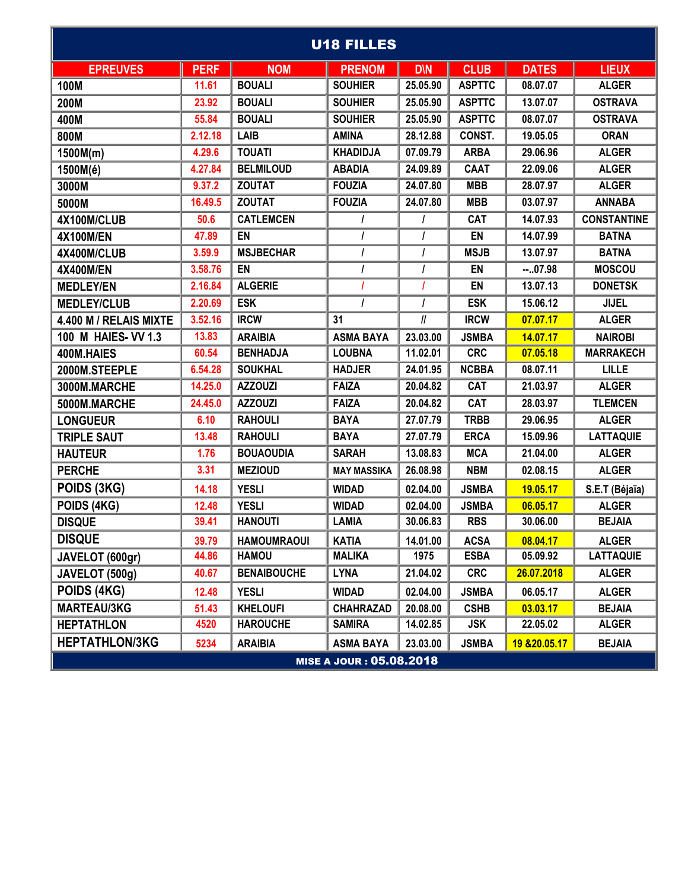# U18 FILLES

| EPREUVES | PERF | NOM | PRENOM | D\N | CLUB | DATES | LIEUX |
|---|---|---|---|---|---|---|---|
| 100M | 11.61 | BOUALI | SOUHIER | 25.05.90 | ASPTTC | 08.07.07 | ALGER |
| 200M | 23.92 | BOUALI | SOUHIER | 25.05.90 | ASPTTC | 13.07.07 | OSTRAVA |
| 400M | 55.84 | BOUALI | SOUHIER | 25.05.90 | ASPTTC | 08.07.07 | OSTRAVA |
| 800M | 2.12.18 | LAIB | AMINA | 28.12.88 | CONST. | 19.05.05 | ORAN |
| 1500M(m) | 4.29.6 | TOUATI | KHADIDJA | 07.09.79 | ARBA | 29.06.96 | ALGER |
| 1500M(é) | 4.27.84 | BELMILOUD | ABADIA | 24.09.89 | CAAT | 22.09.06 | ALGER |
| 3000M | 9.37.2 | ZOUTAT | FOUZIA | 24.07.80 | MBB | 28.07.97 | ALGER |
| 5000M | 16.49.5 | ZOUTAT | FOUZIA | 24.07.80 | MBB | 03.07.97 | ANNABA |
| 4X100M/CLUB | 50.6 | CATLEMCEN | / | / | CAT | 14.07.93 | CONSTANTINE |
| 4X100M/EN | 47.89 | EN | / | / | EN | 14.07.99 | BATNA |
| 4X400M/CLUB | 3.59.9 | MSJBECHAR | / | / | MSJB | 13.07.97 | BATNA |
| 4X400M/EN | 3.58.76 | EN | / | / | EN | --..07.98 | MOSCOU |
| MEDLEY/EN | 2.16.84 | ALGERIE | / | / | EN | 13.07.13 | DONETSK |
| MEDLEY/CLUB | 2.20.69 | ESK | / | / | ESK | 15.06.12 | JIJEL |
| 4.400 M / RELAIS MIXTE | 3.52.16 | IRCW | 31 | // | IRCW | 07.07.17 | ALGER |
| 100 M HAIES- VV 1.3 | 13.83 | ARAIBIA | ASMA BAYA | 23.03.00 | JSMBA | 14.07.17 | NAIROBI |
| 400M.HAIES | 60.54 | BENHADJA | LOUBNA | 11.02.01 | CRC | 07.05.18 | MARRAKECH |
| 2000M.STEEPLE | 6.54.28 | SOUKHAL | HADJER | 24.01.95 | NCBBA | 08.07.11 | LILLE |
| 3000M.MARCHE | 14.25.0 | AZZOUZI | FAIZA | 20.04.82 | CAT | 21.03.97 | ALGER |
| 5000M.MARCHE | 24.45.0 | AZZOUZI | FAIZA | 20.04.82 | CAT | 28.03.97 | TLEMCEN |
| LONGUEUR | 6.10 | RAHOULI | BAYA | 27.07.79 | TRBB | 29.06.95 | ALGER |
| TRIPLE SAUT | 13.48 | RAHOULI | BAYA | 27.07.79 | ERCA | 15.09.96 | LATTAQUIE |
| HAUTEUR | 1.76 | BOUAOUDIA | SARAH | 13.08.83 | MCA | 21.04.00 | ALGER |
| PERCHE | 3.31 | MEZIOUD | MAY MASSIKA | 26.08.98 | NBM | 02.08.15 | ALGER |
| POIDS (3KG) | 14.18 | YESLI | WIDAD | 02.04.00 | JSMBA | 19.05.17 | S.E.T (Béjaïa) |
| POIDS (4KG) | 12.48 | YESLI | WIDAD | 02.04.00 | JSMBA | 06.05.17 | ALGER |
| DISQUE | 39.41 | HANOUTI | LAMIA | 30.06.83 | RBS | 30.06.00 | BEJAIA |
| DISQUE | 39.79 | HAMOUMRAOUI | KATIA | 14.01.00 | ACSA | 08.04.17 | ALGER |
| JAVELOT (600gr) | 44.86 | HAMOU | MALIKA | 1975 | ESBA | 05.09.92 | LATTAQUIE |
| JAVELOT (500g) | 40.67 | BENAIBOUCHE | LYNA | 21.04.02 | CRC | 26.07.2018 | ALGER |
| POIDS (4KG) | 12.48 | YESLI | WIDAD | 02.04.00 | JSMBA | 06.05.17 | ALGER |
| MARTEAU/3KG | 51.43 | KHELOUFI | CHAHRAZAD | 20.08.00 | CSHB | 03.03.17 | BEJAIA |
| HEPTATHLON | 4520 | HAROUCHE | SAMIRA | 14.02.85 | JSK | 22.05.02 | ALGER |
| HEPTATHLON/3KG | 5234 | ARAIBIA | ASMA BAYA | 23.03.00 | JSMBA | 19 &20.05.17 | BEJAIA |

**MISE A JOUR : 05.08.2018**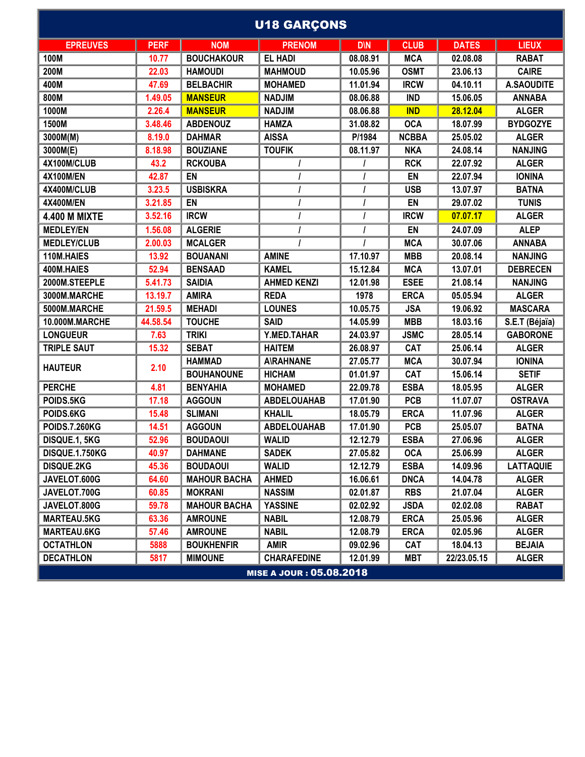# U18 GARÇONS

| EPREUVES | PERF | NOM | PRENOM | D\N | CLUB | DATES | LIEUX |
|---|---|---|---|---|---|---|---|
| 100M | 10.77 | BOUCHAKOUR | EL HADI | 08.08.91 | MCA | 02.08.08 | RABAT |
| 200M | 22.03 | HAMOUDI | MAHMOUD | 10.05.96 | OSMT | 23.06.13 | CAIRE |
| 400M | 47.69 | BELBACHIR | MOHAMED | 11.01.94 | IRCW | 04.10.11 | A.SAOUDITE |
| 800M | 1.49.05 | MANSEUR | NADJIM | 08.06.88 | IND | 15.06.05 | ANNABA |
| 1000M | 2.26.4 | MANSEUR | NADJIM | 08.06.88 | IND | 28.12.04 | ALGER |
| 1500M | 3.48.46 | ABDENOUZ | HAMZA | 31.08.82 | OCA | 18.07.99 | BYDGOZYE |
| 3000M(M) | 8.19.0 | DAHMAR | AISSA | P/1984 | NCBBA | 25.05.02 | ALGER |
| 3000M(E) | 8.18.98 | BOUZIANE | TOUFIK | 08.11.97 | NKA | 24.08.14 | NANJING |
| 4X100M/CLUB | 43.2 | RCKOUBA | / | / | RCK | 22.07.92 | ALGER |
| 4X100M/EN | 42.87 | EN | / | / | EN | 22.07.94 | IONINA |
| 4X400M/CLUB | 3.23.5 | USBISKRA | / | / | USB | 13.07.97 | BATNA |
| 4X400M/EN | 3.21.85 | EN | / | / | EN | 29.07.02 | TUNIS |
| 4.400 M MIXTE | 3.52.16 | IRCW | / | / | IRCW | 07.07.17 | ALGER |
| MEDLEY/EN | 1.56.08 | ALGERIE | / | / | EN | 24.07.09 | ALEP |
| MEDLEY/CLUB | 2.00.03 | MCALGER | / | / | MCA | 30.07.06 | ANNABA |
| 110M.HAIES | 13.92 | BOUANANI | AMINE | 17.10.97 | MBB | 20.08.14 | NANJING |
| 400M.HAIES | 52.94 | BENSAAD | KAMEL | 15.12.84 | MCA | 13.07.01 | DEBRECEN |
| 2000M.STEEPLE | 5.41.73 | SAIDIA | AHMED KENZI | 12.01.98 | ESEE | 21.08.14 | NANJING |
| 3000M.MARCHE | 13.19.7 | AMIRA | REDA | 1978 | ERCA | 05.05.94 | ALGER |
| 5000M.MARCHE | 21.59.5 | MEHADI | LOUNES | 10.05.75 | JSA | 19.06.92 | MASCARA |
| 10.000M.MARCHE | 44.58.54 | TOUCHE | SAID | 14.05.99 | MBB | 18.03.16 | S.E.T (Béjaïa) |
| LONGUEUR | 7.63 | TRIKI | Y.MED.TAHAR | 24.03.97 | JSMC | 28.05.14 | GABORONE |
| TRIPLE SAUT | 15.32 | SEBAT | HAITEM | 26.08.97 | CAT | 25.06.14 | ALGER |
| HAUTEUR | 2.10 | HAMMAD | A\RAHNANE | 27.05.77 | MCA | 30.07.94 | IONINA |
| | | BOUHANOUNE | HICHAM | 01.01.97 | CAT | 15.06.14 | SETIF |
| PERCHE | 4.81 | BENYAHIA | MOHAMED | 22.09.78 | ESBA | 18.05.95 | ALGER |
| POIDS.5KG | 17.18 | AGGOUN | ABDELOUAHAB | 17.01.90 | PCB | 11.07.07 | OSTRAVA |
| POIDS.6KG | 15.48 | SLIMANI | KHALIL | 18.05.79 | ERCA | 11.07.96 | ALGER |
| POIDS.7.260KG | 14.51 | AGGOUN | ABDELOUAHAB | 17.01.90 | PCB | 25.05.07 | BATNA |
| DISQUE.1, 5KG | 52.96 | BOUDAOUI | WALID | 12.12.79 | ESBA | 27.06.96 | ALGER |
| DISQUE.1.750KG | 40.97 | DAHMANE | SADEK | 27.05.82 | OCA | 25.06.99 | ALGER |
| DISQUE.2KG | 45.36 | BOUDAOUI | WALID | 12.12.79 | ESBA | 14.09.96 | LATTAQUIE |
| JAVELOT.600G | 64.60 | MAHOUR BACHA | AHMED | 16.06.61 | DNCA | 14.04.78 | ALGER |
| JAVELOT.700G | 60.85 | MOKRANI | NASSIM | 02.01.87 | RBS | 21.07.04 | ALGER |
| JAVELOT.800G | 59.78 | MAHOUR BACHA | YASSINE | 02.02.92 | JSDA | 02.02.08 | RABAT |
| MARTEAU.5KG | 63.36 | AMROUNE | NABIL | 12.08.79 | ERCA | 25.05.96 | ALGER |
| MARTEAU.6KG | 57.46 | AMROUNE | NABIL | 12.08.79 | ERCA | 02.05.96 | ALGER |
| OCTATHLON | 5888 | BOUKHENFIR | AMIR | 09.02.96 | CAT | 18.04.13 | BEJAIA |
| DECATHLON | 5817 | MIMOUNE | CHARAFEDINE | 12.01.99 | MBT | 22/23.05.15 | ALGER |

MISE A JOUR : 05.08.2018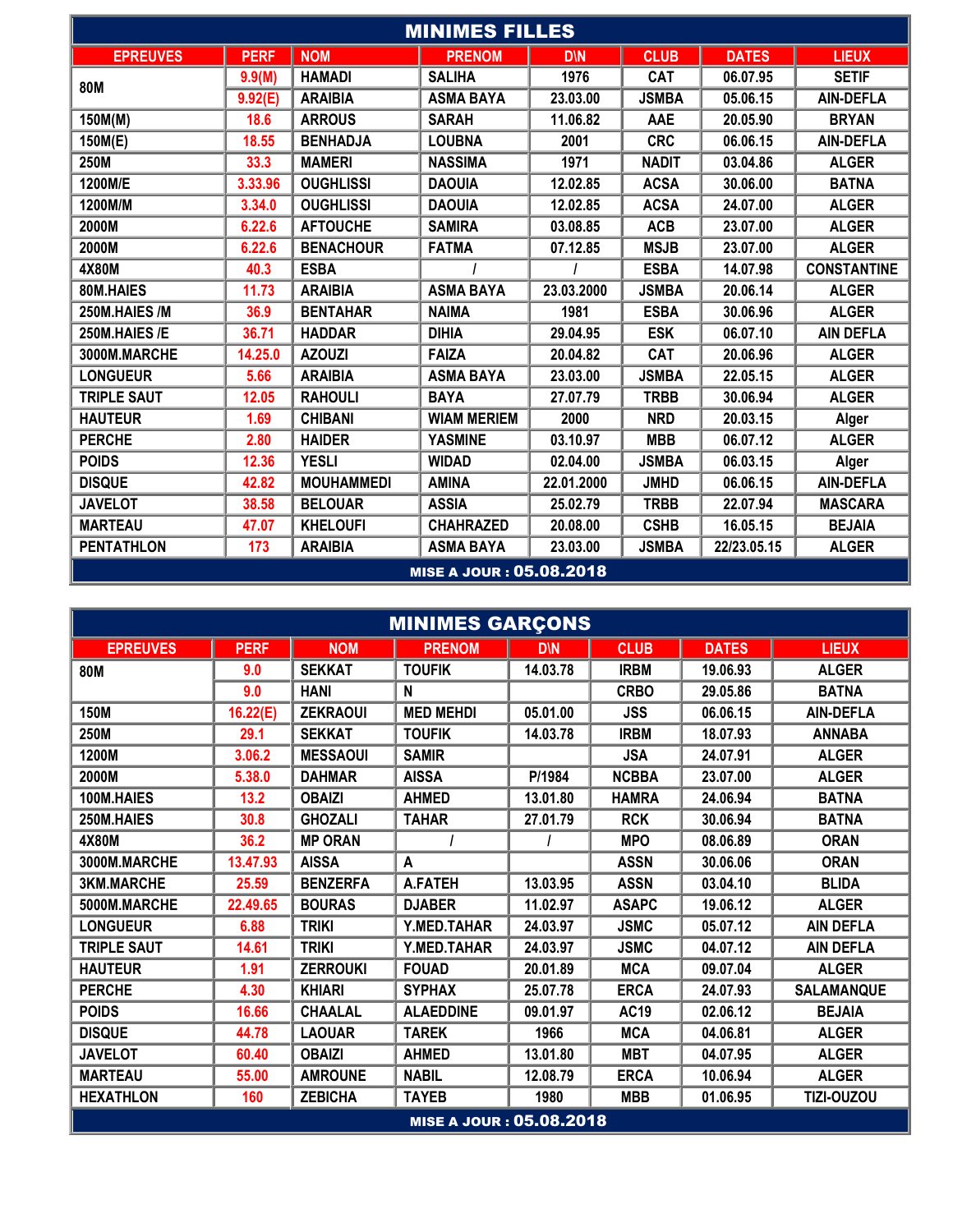## MINIMES FILLES

| EPREUVES | PERF | NOM | PRENOM | D\N | CLUB | DATES | LIEUX |
|---|---|---|---|---|---|---|---|
| 80M | 9.9(M) | HAMADI | SALIHA | 1976 | CAT | 06.07.95 | SETIF |
| | 9.92(E) | ARAIBIA | ASMA BAYA | 23.03.00 | JSMBA | 05.06.15 | AIN-DEFLA |
| 150M(M) | 18.6 | ARROUS | SARAH | 11.06.82 | AAE | 20.05.90 | BRYAN |
| 150M(E) | 18.55 | BENHADJA | LOUBNA | 2001 | CRC | 06.06.15 | AIN-DEFLA |
| 250M | 33.3 | MAMERI | NASSIMA | 1971 | NADIT | 03.04.86 | ALGER |
| 1200M/E | 3.33.96 | OUGHLISSI | DAOUIA | 12.02.85 | ACSA | 30.06.00 | BATNA |
| 1200M/M | 3.34.0 | OUGHLISSI | DAOUIA | 12.02.85 | ACSA | 24.07.00 | ALGER |
| 2000M | 6.22.6 | AFTOUCHE | SAMIRA | 03.08.85 | ACB | 23.07.00 | ALGER |
| 2000M | 6.22.6 | BENACHOUR | FATMA | 07.12.85 | MSJB | 23.07.00 | ALGER |
| 4X80M | 40.3 | ESBA | / | / | ESBA | 14.07.98 | CONSTANTINE |
| 80M.HAIES | 11.73 | ARAIBIA | ASMA BAYA | 23.03.2000 | JSMBA | 20.06.14 | ALGER |
| 250M.HAIES /M | 36.9 | BENTAHAR | NAIMA | 1981 | ESBA | 30.06.96 | ALGER |
| 250M.HAIES /E | 36.71 | HADDAR | DIHIA | 29.04.95 | ESK | 06.07.10 | AIN DEFLA |
| 3000M.MARCHE | 14.25.0 | AZOUZI | FAIZA | 20.04.82 | CAT | 20.06.96 | ALGER |
| LONGUEUR | 5.66 | ARAIBIA | ASMA BAYA | 23.03.00 | JSMBA | 22.05.15 | ALGER |
| TRIPLE SAUT | 12.05 | RAHOULI | BAYA | 27.07.79 | TRBB | 30.06.94 | ALGER |
| HAUTEUR | 1.69 | CHIBANI | WIAM MERIEM | 2000 | NRD | 20.03.15 | Alger |
| PERCHE | 2.80 | HAIDER | YASMINE | 03.10.97 | MBB | 06.07.12 | ALGER |
| POIDS | 12.36 | YESLI | WIDAD | 02.04.00 | JSMBA | 06.03.15 | Alger |
| DISQUE | 42.82 | MOUHAMMEDI | AMINA | 22.01.2000 | JMHD | 06.06.15 | AIN-DEFLA |
| JAVELOT | 38.58 | BELOUAR | ASSIA | 25.02.79 | TRBB | 22.07.94 | MASCARA |
| MARTEAU | 47.07 | KHELOUFI | CHAHRAZED | 20.08.00 | CSHB | 16.05.15 | BEJAIA |
| PENTATHLON | 173 | ARAIBIA | ASMA BAYA | 23.03.00 | JSMBA | 22/23.05.15 | ALGER |

MISE A JOUR : 05.08.2018

## MINIMES GARÇONS

| EPREUVES | PERF | NOM | PRENOM | D\N | CLUB | DATES | LIEUX |
|---|---|---|---|---|---|---|---|
| 80M | 9.0 | SEKKAT | TOUFIK | 14.03.78 | IRBM | 19.06.93 | ALGER |
| | 9.0 | HANI | N | | CRBO | 29.05.86 | BATNA |
| 150M | 16.22(E) | ZEKRAOUI | MED MEHDI | 05.01.00 | JSS | 06.06.15 | AIN-DEFLA |
| 250M | 29.1 | SEKKAT | TOUFIK | 14.03.78 | IRBM | 18.07.93 | ANNABA |
| 1200M | 3.06.2 | MESSAOUI | SAMIR | | JSA | 24.07.91 | ALGER |
| 2000M | 5.38.0 | DAHMAR | AISSA | P/1984 | NCBBA | 23.07.00 | ALGER |
| 100M.HAIES | 13.2 | OBAIZI | AHMED | 13.01.80 | HAMRA | 24.06.94 | BATNA |
| 250M.HAIES | 30.8 | GHOZALI | TAHAR | 27.01.79 | RCK | 30.06.94 | BATNA |
| 4X80M | 36.2 | MP ORAN | / | / | MPO | 08.06.89 | ORAN |
| 3000M.MARCHE | 13.47.93 | AISSA | A | | ASSN | 30.06.06 | ORAN |
| 3KM.MARCHE | 25.59 | BENZERFA | A.FATEH | 13.03.95 | ASSN | 03.04.10 | BLIDA |
| 5000M.MARCHE | 22.49.65 | BOURAS | DJABER | 11.02.97 | ASAPC | 19.06.12 | ALGER |
| LONGUEUR | 6.88 | TRIKI | Y.MED.TAHAR | 24.03.97 | JSMC | 05.07.12 | AIN DEFLA |
| TRIPLE SAUT | 14.61 | TRIKI | Y.MED.TAHAR | 24.03.97 | JSMC | 04.07.12 | AIN DEFLA |
| HAUTEUR | 1.91 | ZERROUKI | FOUAD | 20.01.89 | MCA | 09.07.04 | ALGER |
| PERCHE | 4.30 | KHIARI | SYPHAX | 25.07.78 | ERCA | 24.07.93 | SALAMANQUE |
| POIDS | 16.66 | CHAALAL | ALAEDDINE | 09.01.97 | AC19 | 02.06.12 | BEJAIA |
| DISQUE | 44.78 | LAOUAR | TAREK | 1966 | MCA | 04.06.81 | ALGER |
| JAVELOT | 60.40 | OBAIZI | AHMED | 13.01.80 | MBT | 04.07.95 | ALGER |
| MARTEAU | 55.00 | AMROUNE | NABIL | 12.08.79 | ERCA | 10.06.94 | ALGER |
| HEXATHLON | 160 | ZEBICHA | TAYEB | 1980 | MBB | 01.06.95 | TIZI-OUZOU |

MISE A JOUR : 05.08.2018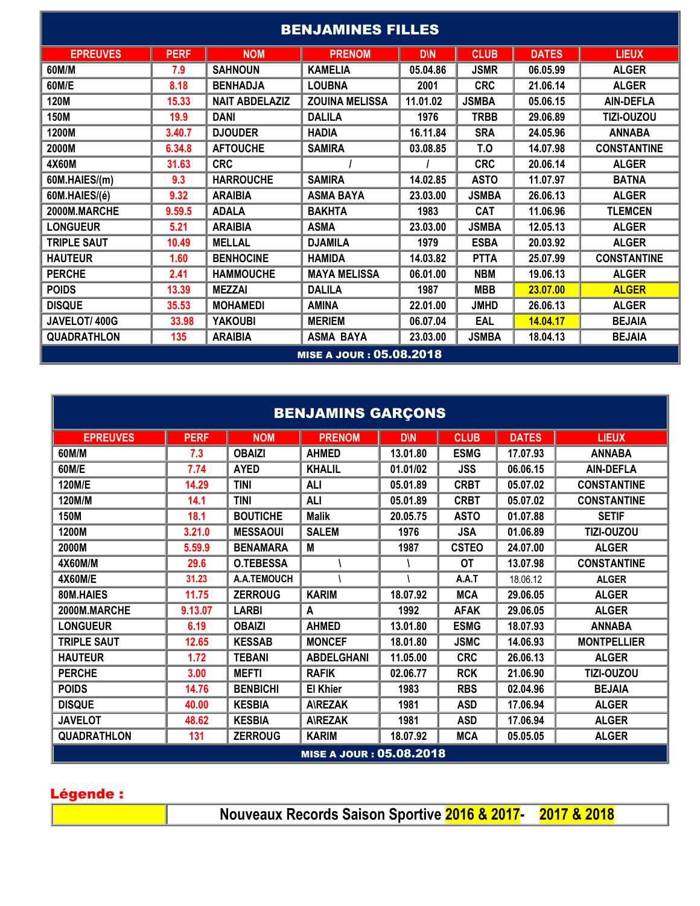## BENJAMINES FILLES

| EPREUVES | PERF | NOM | PRENOM | D\N | CLUB | DATES | LIEUX |
|---|---|---|---|---|---|---|---|
| 60M/M | 7.9 | SAHNOUN | KAMELIA | 05.04.86 | JSMR | 06.05.99 | ALGER |
| 60M/E | 8.18 | BENHADJA | LOUBNA | 2001 | CRC | 21.06.14 | ALGER |
| 120M | 15.33 | NAIT ABDELAZIZ | ZOUINA MELISSA | 11.01.02 | JSMBA | 05.06.15 | AIN-DEFLA |
| 150M | 19.9 | DANI | DALILA | 1976 | TRBB | 29.06.89 | TIZI-OUZOU |
| 1200M | 3.40.7 | DJOUDER | HADIA | 16.11.84 | SRA | 24.05.96 | ANNABA |
| 2000M | 6.34.8 | AFTOUCHE | SAMIRA | 03.08.85 | T.O | 14.07.98 | CONSTANTINE |
| 4X60M | 31.63 | CRC | / | / | CRC | 20.06.14 | ALGER |
| 60M.HAIES/(m) | 9.3 | HARROUCHE | SAMIRA | 14.02.85 | ASTO | 11.07.97 | BATNA |
| 60M.HAIES/(é) | 9.32 | ARAIBIA | ASMA BAYA | 23.03.00 | JSMBA | 26.06.13 | ALGER |
| 2000M.MARCHE | 9.59.5 | ADALA | BAKHTA | 1983 | CAT | 11.06.96 | TLEMCEN |
| LONGUEUR | 5.21 | ARAIBIA | ASMA | 23.03.00 | JSMBA | 12.05.13 | ALGER |
| TRIPLE SAUT | 10.49 | MELLAL | DJAMILA | 1979 | ESBA | 20.03.92 | ALGER |
| HAUTEUR | 1.60 | BENHOCINE | HAMIDA | 14.03.82 | PTTA | 25.07.99 | CONSTANTINE |
| PERCHE | 2.41 | HAMMOUCHE | MAYA MELISSA | 06.01.00 | NBM | 19.06.13 | ALGER |
| POIDS | 13.39 | MEZZAI | DALILA | 1987 | MBB | 23.07.00 | ALGER |
| DISQUE | 35.53 | MOHAMEDI | AMINA | 22.01.00 | JMHD | 26.06.13 | ALGER |
| JAVELOT/ 400G | 33.98 | YAKOUBI | MERIEM | 06.07.04 | EAL | 14.04.17 | BEJAIA |
| QUADRATHLON | 135 | ARAIBIA | ASMA BAYA | 23.03.00 | JSMBA | 18.04.13 | BEJAIA |

MISE A JOUR : 05.08.2018

## BENJAMINS GARÇONS

| EPREUVES | PERF | NOM | PRENOM | D\N | CLUB | DATES | LIEUX |
|---|---|---|---|---|---|---|---|
| 60M/M | 7.3 | OBAIZI | AHMED | 13.01.80 | ESMG | 17.07.93 | ANNABA |
| 60M/E | 7.74 | AYED | KHALIL | 01.01/02 | JSS | 06.06.15 | AIN-DEFLA |
| 120M/E | 14.29 | TINI | ALI | 05.01.89 | CRBT | 05.07.02 | CONSTANTINE |
| 120M/M | 14.1 | TINI | ALI | 05.01.89 | CRBT | 05.07.02 | CONSTANTINE |
| 150M | 18.1 | BOUTICHE | Malik | 20.05.75 | ASTO | 01.07.88 | SETIF |
| 1200M | 3.21.0 | MESSAOUI | SALEM | 1976 | JSA | 01.06.89 | TIZI-OUZOU |
| 2000M | 5.59.9 | BENAMARA | M | 1987 | CSTEO | 24.07.00 | ALGER |
| 4X60M/M | 29.6 | O.TEBESSA | \ | \ | OT | 13.07.98 | CONSTANTINE |
| 4X60M/E | 31.23 | A.A.TEMOUCH | \ | \ | A.A.T | 18.06.12 | ALGER |
| 80M.HAIES | 11.75 | ZERROUG | KARIM | 18.07.92 | MCA | 29.06.05 | ALGER |
| 2000M.MARCHE | 9.13.07 | LARBI | A | 1992 | AFAK | 29.06.05 | ALGER |
| LONGUEUR | 6.19 | OBAIZI | AHMED | 13.01.80 | ESMG | 18.07.93 | ANNABA |
| TRIPLE SAUT | 12.65 | KESSAB | MONCEF | 18.01.80 | JSMC | 14.06.93 | MONTPELLIER |
| HAUTEUR | 1.72 | TEBANI | ABDELGHANI | 11.05.00 | CRC | 26.06.13 | ALGER |
| PERCHE | 3.00 | MEFTI | RAFIK | 02.06.77 | RCK | 21.06.90 | TIZI-OUZOU |
| POIDS | 14.76 | BENBICHI | El Khier | 1983 | RBS | 02.04.96 | BEJAIA |
| DISQUE | 40.00 | KESBIA | A\REZAK | 1981 | ASD | 17.06.94 | ALGER |
| JAVELOT | 48.62 | KESBIA | A\REZAK | 1981 | ASD | 17.06.94 | ALGER |
| QUADRATHLON | 131 | ZERROUG | KARIM | 18.07.92 | MCA | 05.05.05 | ALGER |

MISE A JOUR : 05.08.2018

**Légende :**

| | |
|---|---|
| (jaune) | Nouveaux Records Saison Sportive 2016 & 2017- 2017 & 2018 |